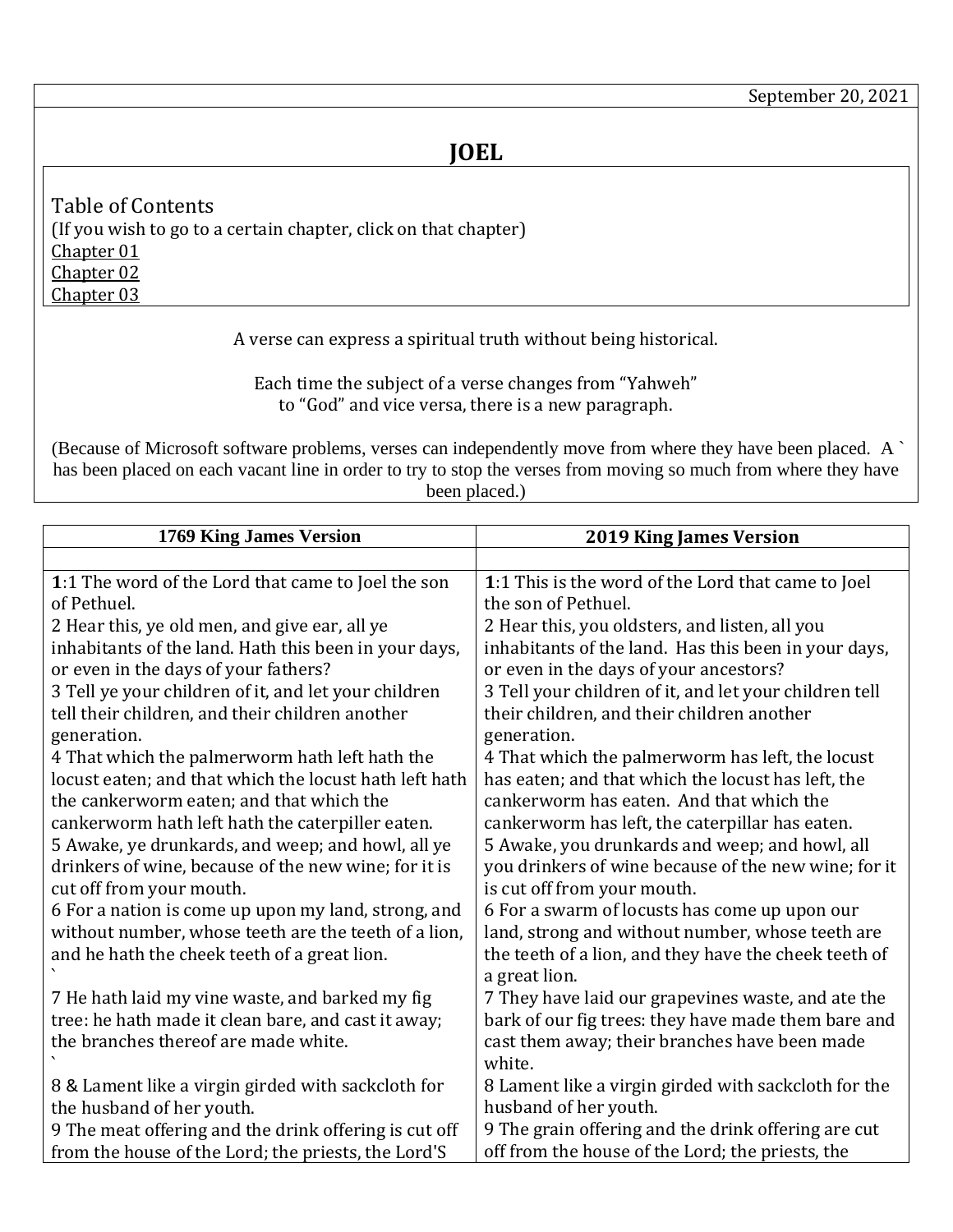September 20, 2021

# JOEL

Table of Contents
(If you wish to go to a certain chapter, click on that chapter)
Chapter 01
Chapter 02
Chapter 03

A verse can express a spiritual truth without being historical.

Each time the subject of a verse changes from "Yahweh" to "God" and vice versa, there is a new paragraph.

(Because of Microsoft software problems, verses can independently move from where they have been placed. A ` has been placed on each vacant line in order to try to stop the verses from moving so much from where they have been placed.)

| 1769 King James Version | 2019 King James Version |
|---|---|
| | |
| **1**:1 The word of the Lord that came to Joel the son of Pethuel.<br>2 Hear this, ye old men, and give ear, all ye inhabitants of the land. Hath this been in your days, or even in the days of your fathers?<br>3 Tell ye your children of it, and let your children tell their children, and their children another generation.<br>4 That which the palmerworm hath left hath the locust eaten; and that which the locust hath left hath the cankerworm eaten; and that which the cankerworm hath left hath the caterpiller eaten.<br>5 Awake, ye drunkards, and weep; and howl, all ye drinkers of wine, because of the new wine; for it is cut off from your mouth.<br>6 For a nation is come up upon my land, strong, and without number, whose teeth are the teeth of a lion, and he hath the cheek teeth of a great lion.<br>`<br>7 He hath laid my vine waste, and barked my fig tree: he hath made it clean bare, and cast it away; the branches thereof are made white.<br>`<br>8 & Lament like a virgin girded with sackcloth for the husband of her youth.<br>9 The meat offering and the drink offering is cut off from the house of the Lord; the priests, the Lord'S | **1**:1 This is the word of the Lord that came to Joel the son of Pethuel.<br>2 Hear this, you oldsters, and listen, all you inhabitants of the land. Has this been in your days, or even in the days of your ancestors?<br>3 Tell your children of it, and let your children tell their children, and their children another generation.<br>4 That which the palmerworm has left, the locust has eaten; and that which the locust has left, the cankerworm has eaten. And that which the cankerworm has left, the caterpillar has eaten.<br>5 Awake, you drunkards and weep; and howl, all you drinkers of wine because of the new wine; for it is cut off from your mouth.<br>6 For a swarm of locusts has come up upon our land, strong and without number, whose teeth are the teeth of a lion, and they have the cheek teeth of a great lion.<br>7 They have laid our grapevines waste, and ate the bark of our fig trees: they have made them bare and cast them away; their branches have been made white.<br>8 Lament like a virgin girded with sackcloth for the husband of her youth.<br>9 The grain offering and the drink offering are cut off from the house of the Lord; the priests, the |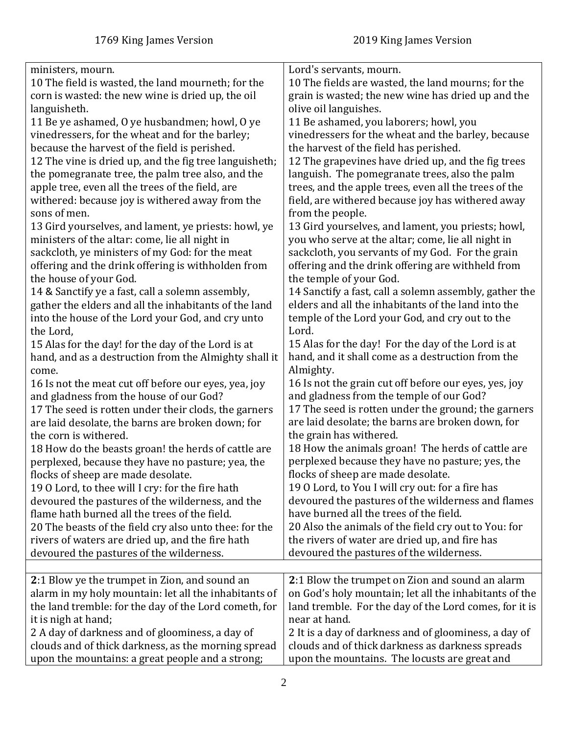| 1769 King James Version | 2019 King James Version |
| --- | --- |
| ministers, mourn. | Lord's servants, mourn. |
| 10 The field is wasted, the land mourneth; for the corn is wasted: the new wine is dried up, the oil languisheth. | 10 The fields are wasted, the land mourns; for the grain is wasted; the new wine has dried up and the olive oil languishes. |
| 11 Be ye ashamed, O ye husbandmen; howl, O ye vinedressers, for the wheat and for the barley; because the harvest of the field is perished. | 11 Be ashamed, you laborers; howl, you vinedressers for the wheat and the barley, because the harvest of the field has perished. |
| 12 The vine is dried up, and the fig tree languisheth; the pomegranate tree, the palm tree also, and the apple tree, even all the trees of the field, are withered: because joy is withered away from the sons of men. | 12 The grapevines have dried up, and the fig trees languish. The pomegranate trees, also the palm trees, and the apple trees, even all the trees of the field, are withered because joy has withered away from the people. |
| 13 Gird yourselves, and lament, ye priests: howl, ye ministers of the altar: come, lie all night in sackcloth, ye ministers of my God: for the meat offering and the drink offering is withholden from the house of your God. | 13 Gird yourselves, and lament, you priests; howl, you who serve at the altar; come, lie all night in sackcloth, you servants of my God. For the grain offering and the drink offering are withheld from the temple of your God. |
| 14 & Sanctify ye a fast, call a solemn assembly, gather the elders and all the inhabitants of the land into the house of the Lord your God, and cry unto the Lord, | 14 Sanctify a fast, call a solemn assembly, gather the elders and all the inhabitants of the land into the temple of the Lord your God, and cry out to the Lord. |
| 15 Alas for the day! for the day of the Lord is at hand, and as a destruction from the Almighty shall it come. | 15 Alas for the day! For the day of the Lord is at hand, and it shall come as a destruction from the Almighty. |
| 16 Is not the meat cut off before our eyes, yea, joy and gladness from the house of our God? | 16 Is not the grain cut off before our eyes, yes, joy and gladness from the temple of our God? |
| 17 The seed is rotten under their clods, the garners are laid desolate, the barns are broken down; for the corn is withered. | 17 The seed is rotten under the ground; the garners are laid desolate; the barns are broken down, for the grain has withered. |
| 18 How do the beasts groan! the herds of cattle are perplexed, because they have no pasture; yea, the flocks of sheep are made desolate. | 18 How the animals groan! The herds of cattle are perplexed because they have no pasture; yes, the flocks of sheep are made desolate. |
| 19 O Lord, to thee will I cry: for the fire hath devoured the pastures of the wilderness, and the flame hath burned all the trees of the field. | 19 O Lord, to You I will cry out: for a fire has devoured the pastures of the wilderness and flames have burned all the trees of the field. |
| 20 The beasts of the field cry also unto thee: for the rivers of waters are dried up, and the fire hath devoured the pastures of the wilderness. | 20 Also the animals of the field cry out to You: for the rivers of water are dried up, and fire has devoured the pastures of the wilderness. |
| | |
| **2**:1 Blow ye the trumpet in Zion, and sound an alarm in my holy mountain: let all the inhabitants of the land tremble: for the day of the Lord cometh, for it is nigh at hand; | **2**:1 Blow the trumpet on Zion and sound an alarm on God's holy mountain; let all the inhabitants of the land tremble. For the day of the Lord comes, for it is near at hand. |
| 2 A day of darkness and of gloominess, a day of clouds and of thick darkness, as the morning spread upon the mountains: a great people and a strong; | 2 It is a day of darkness and of gloominess, a day of clouds and of thick darkness as darkness spreads upon the mountains. The locusts are great and |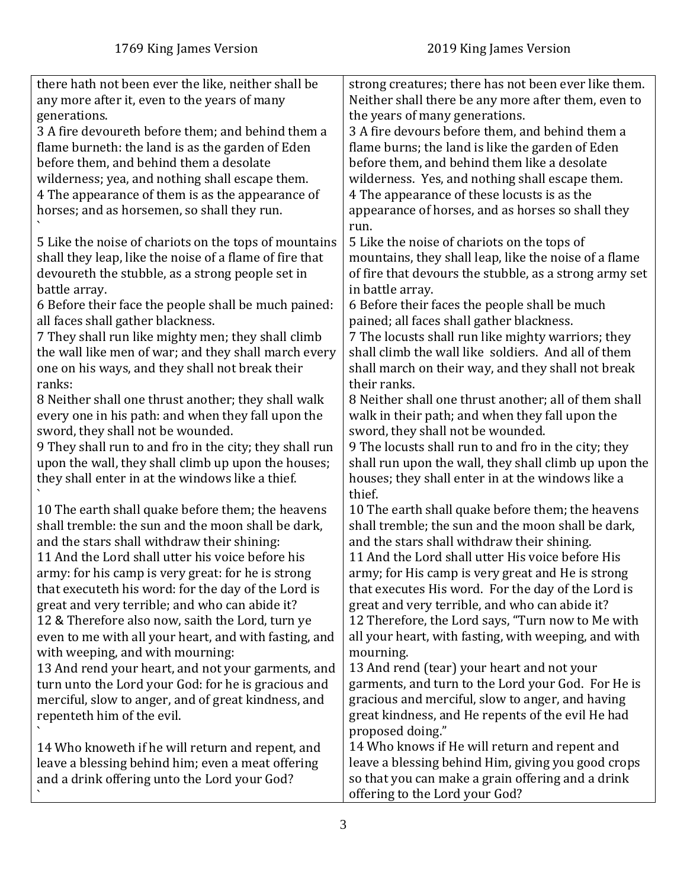| 1769 King James Version | 2019 King James Version |
|---|---|
| there hath not been ever the like, neither shall be any more after it, even to the years of many generations. | strong creatures; there has not been ever like them. Neither shall there be any more after them, even to the years of many generations. |
| 3 A fire devoureth before them; and behind them a flame burneth: the land is as the garden of Eden before them, and behind them a desolate wilderness; yea, and nothing shall escape them. | 3 A fire devours before them, and behind them a flame burns; the land is like the garden of Eden before them, and behind them like a desolate wilderness. Yes, and nothing shall escape them. |
| 4 The appearance of them is as the appearance of horses; and as horsemen, so shall they run. ` | 4 The appearance of these locusts is as the appearance of horses, and as horses so shall they run. |
| 5 Like the noise of chariots on the tops of mountains shall they leap, like the noise of a flame of fire that devoureth the stubble, as a strong people set in battle array. | 5 Like the noise of chariots on the tops of mountains, they shall leap, like the noise of a flame of fire that devours the stubble, as a strong army set in battle array. |
| 6 Before their face the people shall be much pained: all faces shall gather blackness. | 6 Before their faces the people shall be much pained; all faces shall gather blackness. |
| 7 They shall run like mighty men; they shall climb the wall like men of war; and they shall march every one on his ways, and they shall not break their ranks: | 7 The locusts shall run like mighty warriors; they shall climb the wall like soldiers. And all of them shall march on their way, and they shall not break their ranks. |
| 8 Neither shall one thrust another; they shall walk every one in his path: and when they fall upon the sword, they shall not be wounded. | 8 Neither shall one thrust another; all of them shall walk in their path; and when they fall upon the sword, they shall not be wounded. |
| 9 They shall run to and fro in the city; they shall run upon the wall, they shall climb up upon the houses; they shall enter in at the windows like a thief. ` | 9 The locusts shall run to and fro in the city; they shall run upon the wall, they shall climb up upon the houses; they shall enter in at the windows like a thief. |
| 10 The earth shall quake before them; the heavens shall tremble: the sun and the moon shall be dark, and the stars shall withdraw their shining: | 10 The earth shall quake before them; the heavens shall tremble; the sun and the moon shall be dark, and the stars shall withdraw their shining. |
| 11 And the Lord shall utter his voice before his army: for his camp is very great: for he is strong that executeth his word: for the day of the Lord is great and very terrible; and who can abide it? | 11 And the Lord shall utter His voice before His army; for His camp is very great and He is strong that executes His word. For the day of the Lord is great and very terrible, and who can abide it? |
| 12 & Therefore also now, saith the Lord, turn ye even to me with all your heart, and with fasting, and with weeping, and with mourning: | 12 Therefore, the Lord says, "Turn now to Me with all your heart, with fasting, with weeping, and with mourning. |
| 13 And rend your heart, and not your garments, and turn unto the Lord your God: for he is gracious and merciful, slow to anger, and of great kindness, and repenteth him of the evil. ` | 13 And rend (tear) your heart and not your garments, and turn to the Lord your God. For He is gracious and merciful, slow to anger, and having great kindness, and He repents of the evil He had proposed doing." |
| 14 Who knoweth if he will return and repent, and leave a blessing behind him; even a meat offering and a drink offering unto the Lord your God? ` | 14 Who knows if He will return and repent and leave a blessing behind Him, giving you good crops so that you can make a grain offering and a drink offering to the Lord your God? |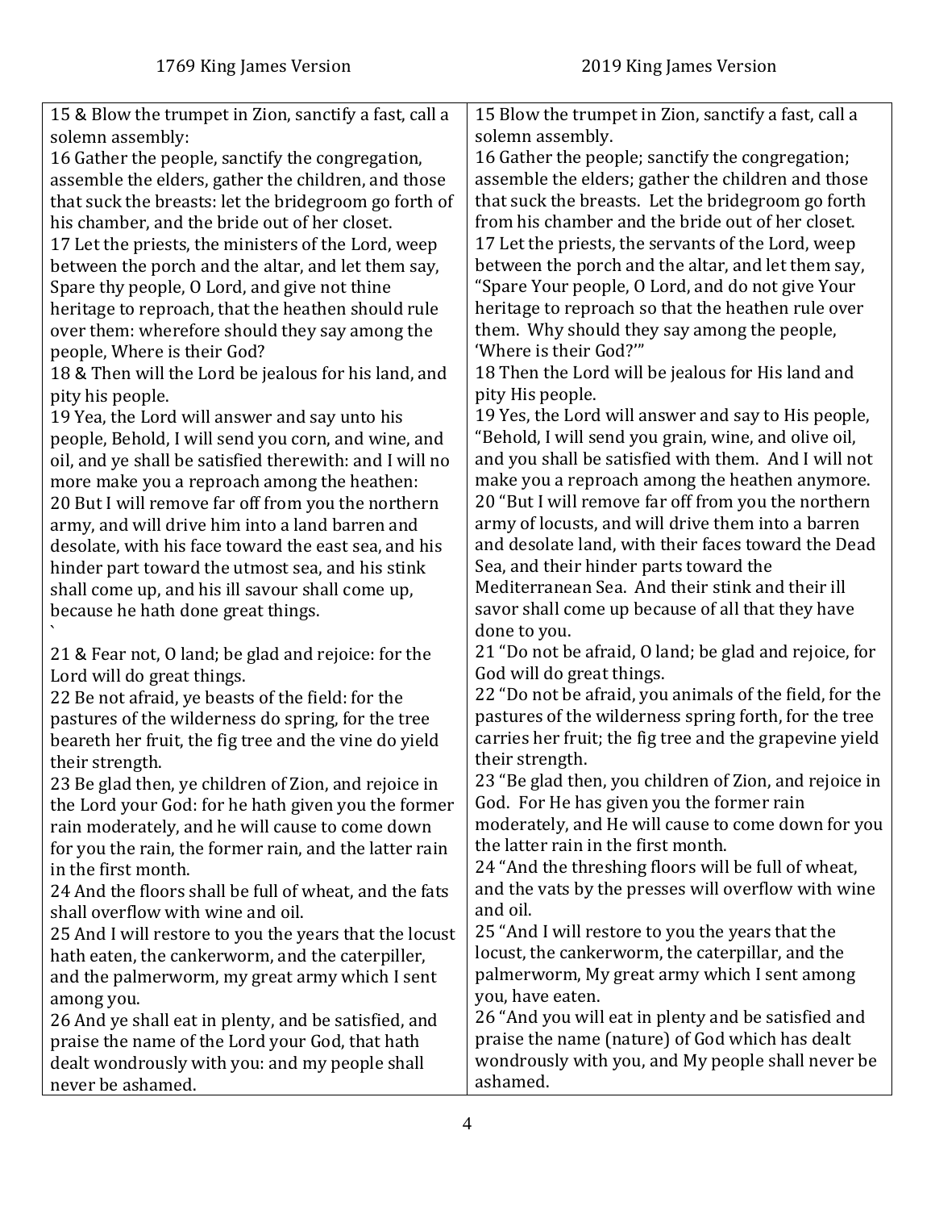| 1769 King James Version | 2019 King James Version |
| --- | --- |
| 15 & Blow the trumpet in Zion, sanctify a fast, call a solemn assembly: | 15 Blow the trumpet in Zion, sanctify a fast, call a solemn assembly. |
| 16 Gather the people, sanctify the congregation, assemble the elders, gather the children, and those that suck the breasts: let the bridegroom go forth of his chamber, and the bride out of her closet. | 16 Gather the people; sanctify the congregation; assemble the elders; gather the children and those that suck the breasts. Let the bridegroom go forth from his chamber and the bride out of her closet. |
| 17 Let the priests, the ministers of the Lord, weep between the porch and the altar, and let them say, Spare thy people, O Lord, and give not thine heritage to reproach, that the heathen should rule over them: wherefore should they say among the people, Where is their God? | 17 Let the priests, the servants of the Lord, weep between the porch and the altar, and let them say, "Spare Your people, O Lord, and do not give Your heritage to reproach so that the heathen rule over them. Why should they say among the people, 'Where is their God?'" |
| 18 & Then will the Lord be jealous for his land, and pity his people. | 18 Then the Lord will be jealous for His land and pity His people. |
| 19 Yea, the Lord will answer and say unto his people, Behold, I will send you corn, and wine, and oil, and ye shall be satisfied therewith: and I will no more make you a reproach among the heathen: | 19 Yes, the Lord will answer and say to His people, "Behold, I will send you grain, wine, and olive oil, and you shall be satisfied with them. And I will not make you a reproach among the heathen anymore. |
| 20 But I will remove far off from you the northern army, and will drive him into a land barren and desolate, with his face toward the east sea, and his hinder part toward the utmost sea, and his stink shall come up, and his ill savour shall come up, because he hath done great things. ` | 20 "But I will remove far off from you the northern army of locusts, and will drive them into a barren and desolate land, with their faces toward the Dead Sea, and their hinder parts toward the Mediterranean Sea. And their stink and their ill savor shall come up because of all that they have done to you. |
| 21 & Fear not, O land; be glad and rejoice: for the Lord will do great things. | 21 "Do not be afraid, O land; be glad and rejoice, for God will do great things. |
| 22 Be not afraid, ye beasts of the field: for the pastures of the wilderness do spring, for the tree beareth her fruit, the fig tree and the vine do yield their strength. | 22 "Do not be afraid, you animals of the field, for the pastures of the wilderness spring forth, for the tree carries her fruit; the fig tree and the grapevine yield their strength. |
| 23 Be glad then, ye children of Zion, and rejoice in the Lord your God: for he hath given you the former rain moderately, and he will cause to come down for you the rain, the former rain, and the latter rain in the first month. | 23 "Be glad then, you children of Zion, and rejoice in God. For He has given you the former rain moderately, and He will cause to come down for you the latter rain in the first month. |
| 24 And the floors shall be full of wheat, and the fats shall overflow with wine and oil. | 24 "And the threshing floors will be full of wheat, and the vats by the presses will overflow with wine and oil. |
| 25 And I will restore to you the years that the locust hath eaten, the cankerworm, and the caterpiller, and the palmerworm, my great army which I sent among you. | 25 "And I will restore to you the years that the locust, the cankerworm, the caterpillar, and the palmerworm, My great army which I sent among you, have eaten. |
| 26 And ye shall eat in plenty, and be satisfied, and praise the name of the Lord your God, that hath dealt wondrously with you: and my people shall never be ashamed. | 26 "And you will eat in plenty and be satisfied and praise the name (nature) of God which has dealt wondrously with you, and My people shall never be ashamed. |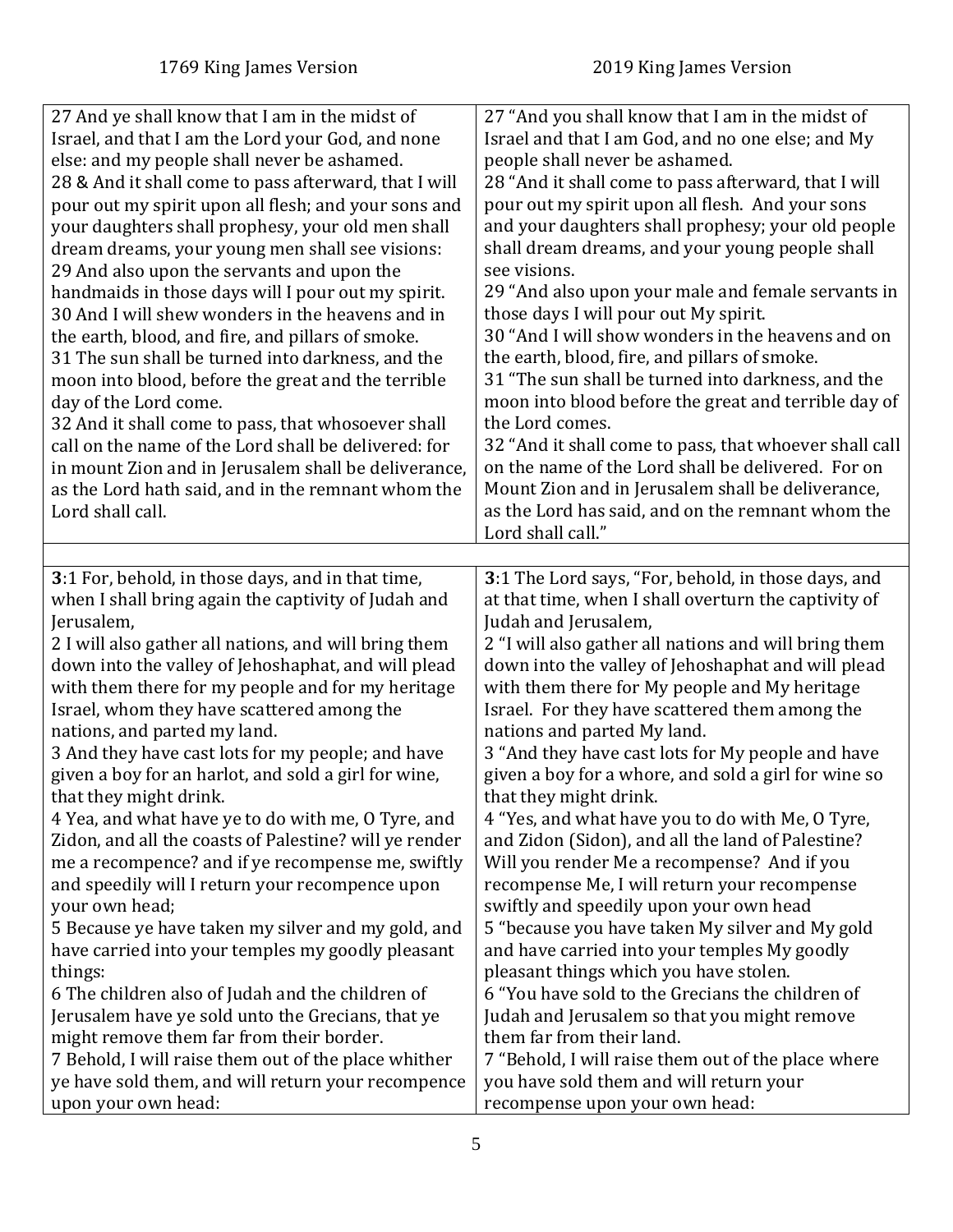| 1769 King James Version | 2019 King James Version |
|---|---|
| 27 And ye shall know that I am in the midst of Israel, and that I am the Lord your God, and none else: and my people shall never be ashamed.<br>28 & And it shall come to pass afterward, that I will pour out my spirit upon all flesh; and your sons and your daughters shall prophesy, your old men shall dream dreams, your young men shall see visions:<br>29 And also upon the servants and upon the handmaids in those days will I pour out my spirit.<br>30 And I will shew wonders in the heavens and in the earth, blood, and fire, and pillars of smoke.<br>31 The sun shall be turned into darkness, and the moon into blood, before the great and the terrible day of the Lord come.<br>32 And it shall come to pass, that whosoever shall call on the name of the Lord shall be delivered: for in mount Zion and in Jerusalem shall be deliverance, as the Lord hath said, and in the remnant whom the Lord shall call. | 27 "And you shall know that I am in the midst of Israel and that I am God, and no one else; and My people shall never be ashamed.<br>28 "And it shall come to pass afterward, that I will pour out my spirit upon all flesh. And your sons and your daughters shall prophesy; your old people shall dream dreams, and your young people shall see visions.<br>29 "And also upon your male and female servants in those days I will pour out My spirit.<br>30 "And I will show wonders in the heavens and on the earth, blood, fire, and pillars of smoke.<br>31 "The sun shall be turned into darkness, and the moon into blood before the great and terrible day of the Lord comes.<br>32 "And it shall come to pass, that whoever shall call on the name of the Lord shall be delivered. For on Mount Zion and in Jerusalem shall be deliverance, as the Lord has said, and on the remnant whom the Lord shall call." |
| | |
| **3**:1 For, behold, in those days, and in that time, when I shall bring again the captivity of Judah and Jerusalem,<br>2 I will also gather all nations, and will bring them down into the valley of Jehoshaphat, and will plead with them there for my people and for my heritage Israel, whom they have scattered among the nations, and parted my land.<br>3 And they have cast lots for my people; and have given a boy for an harlot, and sold a girl for wine, that they might drink.<br>4 Yea, and what have ye to do with me, O Tyre, and Zidon, and all the coasts of Palestine? will ye render me a recompence? and if ye recompense me, swiftly and speedily will I return your recompence upon your own head;<br>5 Because ye have taken my silver and my gold, and have carried into your temples my goodly pleasant things:<br>6 The children also of Judah and the children of Jerusalem have ye sold unto the Grecians, that ye might remove them far from their border.<br>7 Behold, I will raise them out of the place whither ye have sold them, and will return your recompence upon your own head: | **3**:1 The Lord says, "For, behold, in those days, and at that time, when I shall overturn the captivity of Judah and Jerusalem,<br>2 "I will also gather all nations and will bring them down into the valley of Jehoshaphat and will plead with them there for My people and My heritage Israel. For they have scattered them among the nations and parted My land.<br>3 "And they have cast lots for My people and have given a boy for a whore, and sold a girl for wine so that they might drink.<br>4 "Yes, and what have you to do with Me, O Tyre, and Zidon (Sidon), and all the land of Palestine? Will you render Me a recompense? And if you recompense Me, I will return your recompense swiftly and speedily upon your own head<br>5 "because you have taken My silver and My gold and have carried into your temples My goodly pleasant things which you have stolen.<br>6 "You have sold to the Grecians the children of Judah and Jerusalem so that you might remove them far from their land.<br>7 "Behold, I will raise them out of the place where you have sold them and will return your recompense upon your own head: |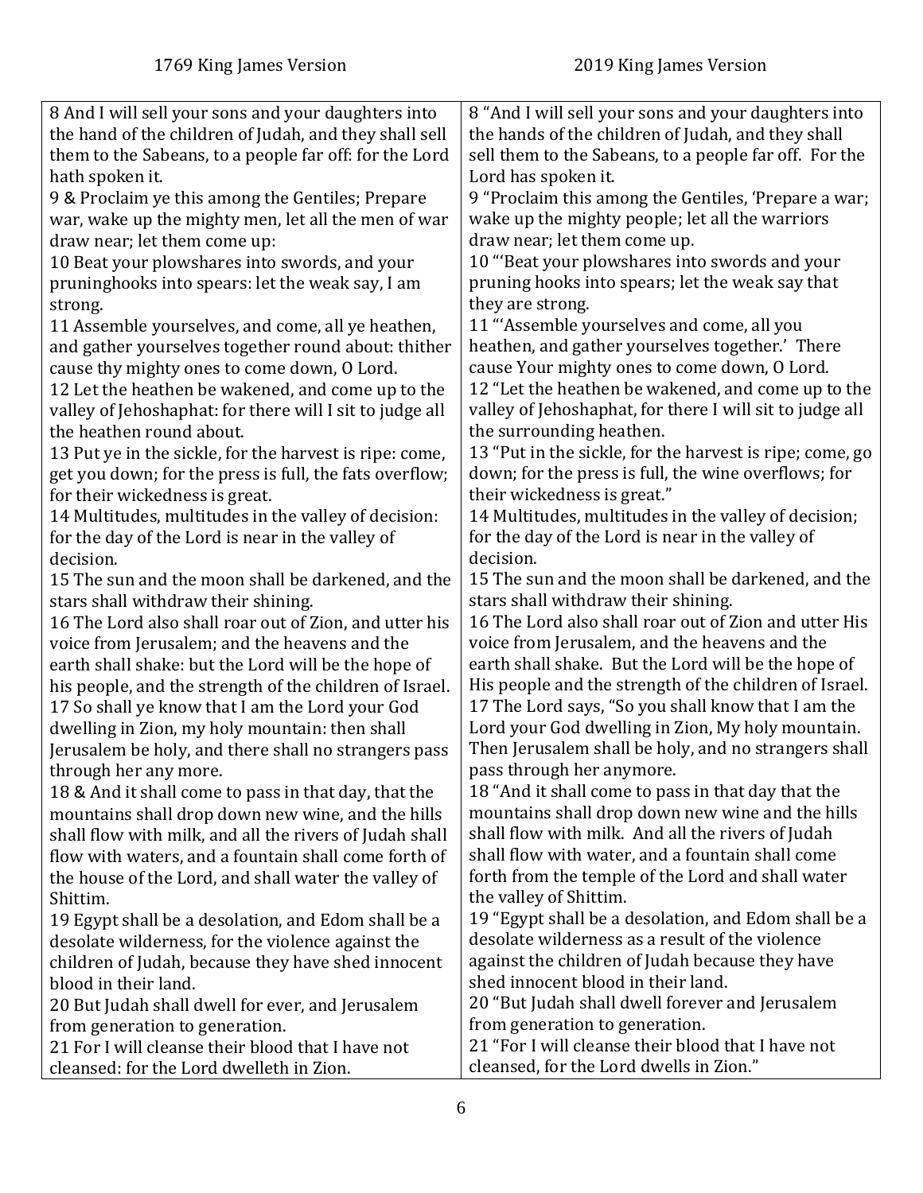| 1769 King James Version | 2019 King James Version |
|---|---|
| 8 And I will sell your sons and your daughters into the hand of the children of Judah, and they shall sell them to the Sabeans, to a people far off: for the Lord hath spoken it.<br>9 & Proclaim ye this among the Gentiles; Prepare war, wake up the mighty men, let all the men of war draw near; let them come up:<br>10 Beat your plowshares into swords, and your pruninghooks into spears: let the weak say, I am strong.<br>11 Assemble yourselves, and come, all ye heathen, and gather yourselves together round about: thither cause thy mighty ones to come down, O Lord.<br>12 Let the heathen be wakened, and come up to the valley of Jehoshaphat: for there will I sit to judge all the heathen round about.<br>13 Put ye in the sickle, for the harvest is ripe: come, get you down; for the press is full, the fats overflow; for their wickedness is great.<br>14 Multitudes, multitudes in the valley of decision: for the day of the Lord is near in the valley of decision.<br>15 The sun and the moon shall be darkened, and the stars shall withdraw their shining.<br>16 The Lord also shall roar out of Zion, and utter his voice from Jerusalem; and the heavens and the earth shall shake: but the Lord will be the hope of his people, and the strength of the children of Israel.<br>17 So shall ye know that I am the Lord your God dwelling in Zion, my holy mountain: then shall Jerusalem be holy, and there shall no strangers pass through her any more.<br>18 & And it shall come to pass in that day, that the mountains shall drop down new wine, and the hills shall flow with milk, and all the rivers of Judah shall flow with waters, and a fountain shall come forth of the house of the Lord, and shall water the valley of Shittim.<br>19 Egypt shall be a desolation, and Edom shall be a desolate wilderness, for the violence against the children of Judah, because they have shed innocent blood in their land.<br>20 But Judah shall dwell for ever, and Jerusalem from generation to generation.<br>21 For I will cleanse their blood that I have not cleansed: for the Lord dwelleth in Zion. | 8 "And I will sell your sons and your daughters into the hands of the children of Judah, and they shall sell them to the Sabeans, to a people far off. For the Lord has spoken it.<br>9 "Proclaim this among the Gentiles, 'Prepare a war; wake up the mighty people; let all the warriors draw near; let them come up.<br>10 "'Beat your plowshares into swords and your pruning hooks into spears; let the weak say that they are strong.<br>11 "'Assemble yourselves and come, all you heathen, and gather yourselves together.' There cause Your mighty ones to come down, O Lord.<br>12 "Let the heathen be wakened, and come up to the valley of Jehoshaphat, for there I will sit to judge all the surrounding heathen.<br>13 "Put in the sickle, for the harvest is ripe; come, go down; for the press is full, the wine overflows; for their wickedness is great."<br>14 Multitudes, multitudes in the valley of decision; for the day of the Lord is near in the valley of decision.<br>15 The sun and the moon shall be darkened, and the stars shall withdraw their shining.<br>16 The Lord also shall roar out of Zion and utter His voice from Jerusalem, and the heavens and the earth shall shake. But the Lord will be the hope of His people and the strength of the children of Israel.<br>17 The Lord says, "So you shall know that I am the Lord your God dwelling in Zion, My holy mountain. Then Jerusalem shall be holy, and no strangers shall pass through her anymore.<br>18 "And it shall come to pass in that day that the mountains shall drop down new wine and the hills shall flow with milk. And all the rivers of Judah shall flow with water, and a fountain shall come forth from the temple of the Lord and shall water the valley of Shittim.<br>19 "Egypt shall be a desolation, and Edom shall be a desolate wilderness as a result of the violence against the children of Judah because they have shed innocent blood in their land.<br>20 "But Judah shall dwell forever and Jerusalem from generation to generation.<br>21 "For I will cleanse their blood that I have not cleansed, for the Lord dwells in Zion." |